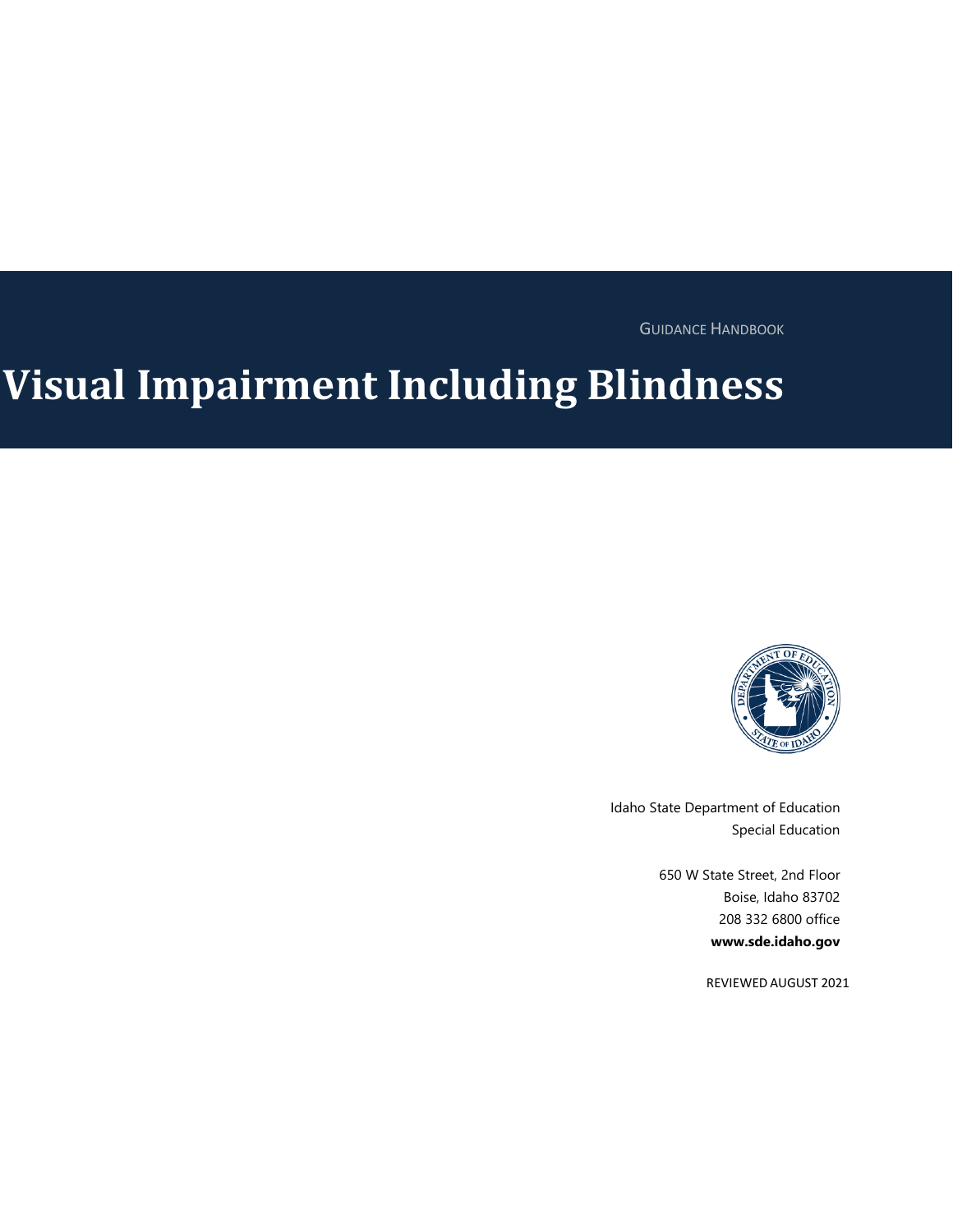GUIDANCE HANDBOOK

# Visual Impairment Including Blindness

Idaho State Department of Education
Special Education

650 W State Street, 2nd Floor
Boise, Idaho 83702
208 332 6800 office
**www.sde.idaho.gov**

REVIEWED AUGUST 2021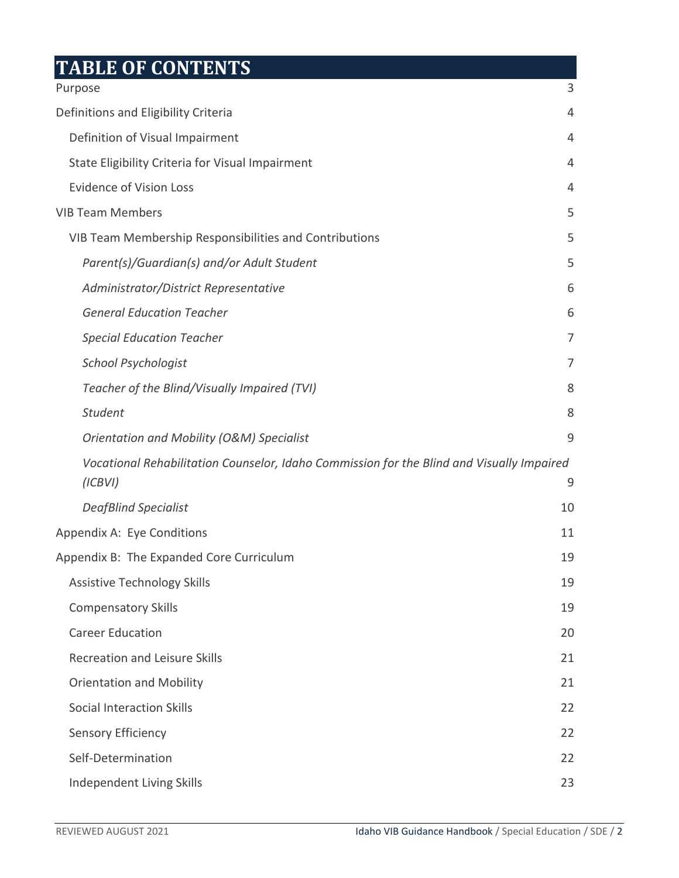# TABLE OF CONTENTS

Purpose 3

Definitions and Eligibility Criteria 4

- Definition of Visual Impairment 4
- State Eligibility Criteria for Visual Impairment 4
- Evidence of Vision Loss 4

VIB Team Members 5

- VIB Team Membership Responsibilities and Contributions 5
  - *Parent(s)/Guardian(s) and/or Adult Student* 5
  - *Administrator/District Representative* 6
  - *General Education Teacher* 6
  - *Special Education Teacher* 7
  - *School Psychologist* 7
  - *Teacher of the Blind/Visually Impaired (TVI)* 8
  - *Student* 8
  - *Orientation and Mobility (O&M) Specialist* 9
  - *Vocational Rehabilitation Counselor, Idaho Commission for the Blind and Visually Impaired (ICBVI)* 9
  - *DeafBlind Specialist* 10

Appendix A: Eye Conditions 11

Appendix B: The Expanded Core Curriculum 19

- Assistive Technology Skills 19
- Compensatory Skills 19
- Career Education 20
- Recreation and Leisure Skills 21
- Orientation and Mobility 21
- Social Interaction Skills 22
- Sensory Efficiency 22
- Self-Determination 22
- Independent Living Skills 23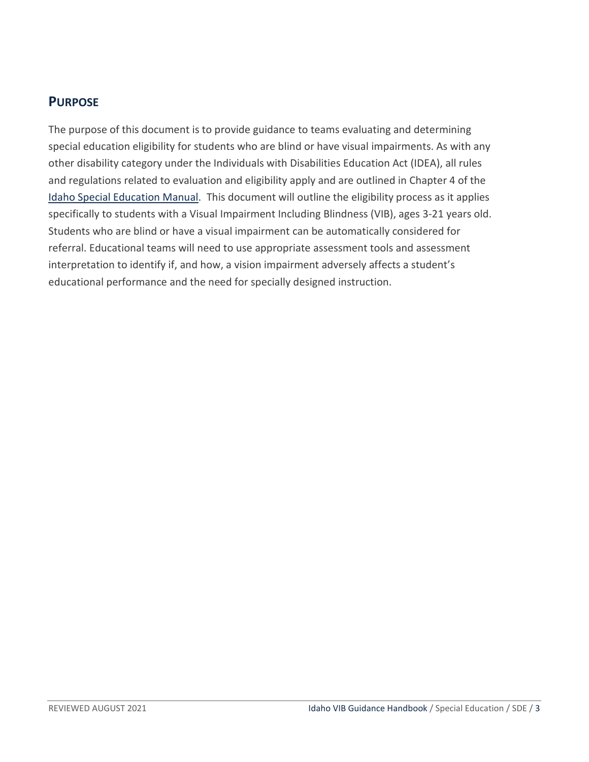## PURPOSE

The purpose of this document is to provide guidance to teams evaluating and determining special education eligibility for students who are blind or have visual impairments. As with any other disability category under the Individuals with Disabilities Education Act (IDEA), all rules and regulations related to evaluation and eligibility apply and are outlined in Chapter 4 of the Idaho Special Education Manual. This document will outline the eligibility process as it applies specifically to students with a Visual Impairment Including Blindness (VIB), ages 3-21 years old. Students who are blind or have a visual impairment can be automatically considered for referral. Educational teams will need to use appropriate assessment tools and assessment interpretation to identify if, and how, a vision impairment adversely affects a student's educational performance and the need for specially designed instruction.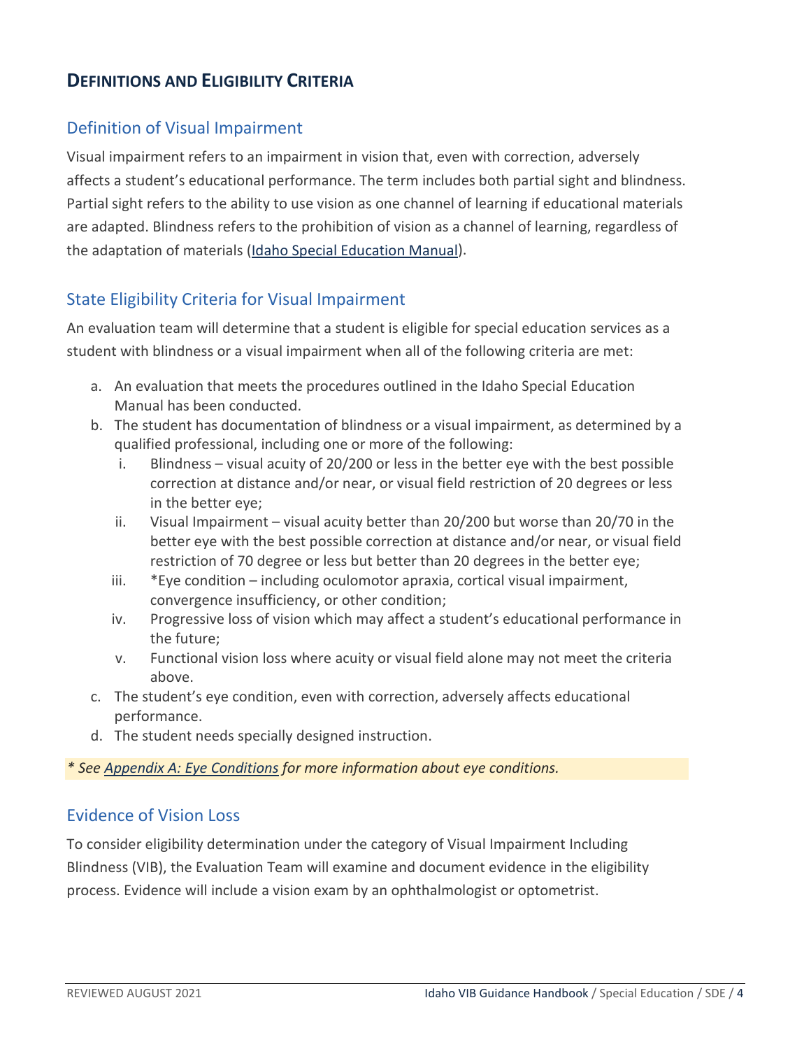## DEFINITIONS AND ELIGIBILITY CRITERIA

### Definition of Visual Impairment

Visual impairment refers to an impairment in vision that, even with correction, adversely affects a student's educational performance. The term includes both partial sight and blindness. Partial sight refers to the ability to use vision as one channel of learning if educational materials are adapted. Blindness refers to the prohibition of vision as a channel of learning, regardless of the adaptation of materials (Idaho Special Education Manual).

### State Eligibility Criteria for Visual Impairment

An evaluation team will determine that a student is eligible for special education services as a student with blindness or a visual impairment when all of the following criteria are met:

a. An evaluation that meets the procedures outlined in the Idaho Special Education Manual has been conducted.
b. The student has documentation of blindness or a visual impairment, as determined by a qualified professional, including one or more of the following:
   i. Blindness – visual acuity of 20/200 or less in the better eye with the best possible correction at distance and/or near, or visual field restriction of 20 degrees or less in the better eye;
   ii. Visual Impairment – visual acuity better than 20/200 but worse than 20/70 in the better eye with the best possible correction at distance and/or near, or visual field restriction of 70 degree or less but better than 20 degrees in the better eye;
   iii. *Eye condition – including oculomotor apraxia, cortical visual impairment, convergence insufficiency, or other condition;
   iv. Progressive loss of vision which may affect a student's educational performance in the future;
   v. Functional vision loss where acuity or visual field alone may not meet the criteria above.
c. The student's eye condition, even with correction, adversely affects educational performance.
d. The student needs specially designed instruction.

*\* See Appendix A: Eye Conditions for more information about eye conditions.*

### Evidence of Vision Loss

To consider eligibility determination under the category of Visual Impairment Including Blindness (VIB), the Evaluation Team will examine and document evidence in the eligibility process. Evidence will include a vision exam by an ophthalmologist or optometrist.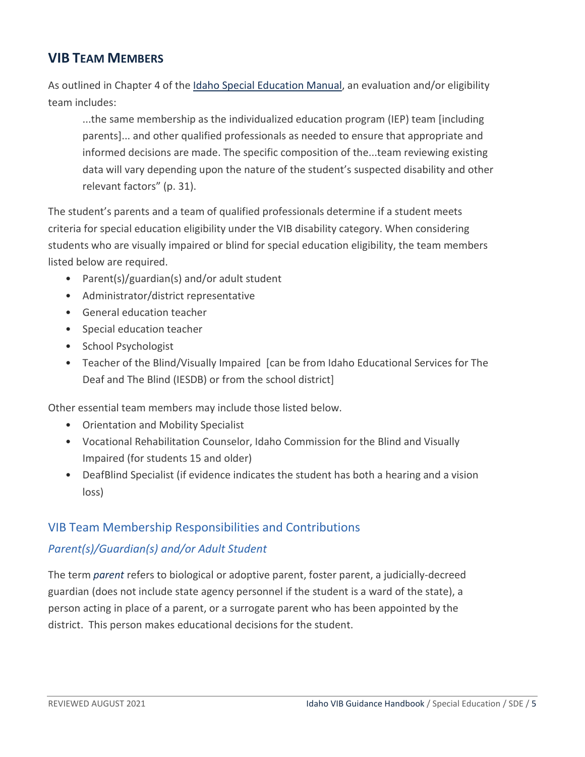## VIB Team Members

As outlined in Chapter 4 of the [Idaho Special Education Manual], an evaluation and/or eligibility team includes:

> ...the same membership as the individualized education program (IEP) team [including parents]... and other qualified professionals as needed to ensure that appropriate and informed decisions are made. The specific composition of the...team reviewing existing data will vary depending upon the nature of the student's suspected disability and other relevant factors" (p. 31).

The student's parents and a team of qualified professionals determine if a student meets criteria for special education eligibility under the VIB disability category. When considering students who are visually impaired or blind for special education eligibility, the team members listed below are required.

- Parent(s)/guardian(s) and/or adult student
- Administrator/district representative
- General education teacher
- Special education teacher
- School Psychologist
- Teacher of the Blind/Visually Impaired [can be from Idaho Educational Services for The Deaf and The Blind (IESDB) or from the school district]

Other essential team members may include those listed below.

- Orientation and Mobility Specialist
- Vocational Rehabilitation Counselor, Idaho Commission for the Blind and Visually Impaired (for students 15 and older)
- DeafBlind Specialist (if evidence indicates the student has both a hearing and a vision loss)

### VIB Team Membership Responsibilities and Contributions

#### *Parent(s)/Guardian(s) and/or Adult Student*

The term ***parent*** refers to biological or adoptive parent, foster parent, a judicially-decreed guardian (does not include state agency personnel if the student is a ward of the state), a person acting in place of a parent, or a surrogate parent who has been appointed by the district. This person makes educational decisions for the student.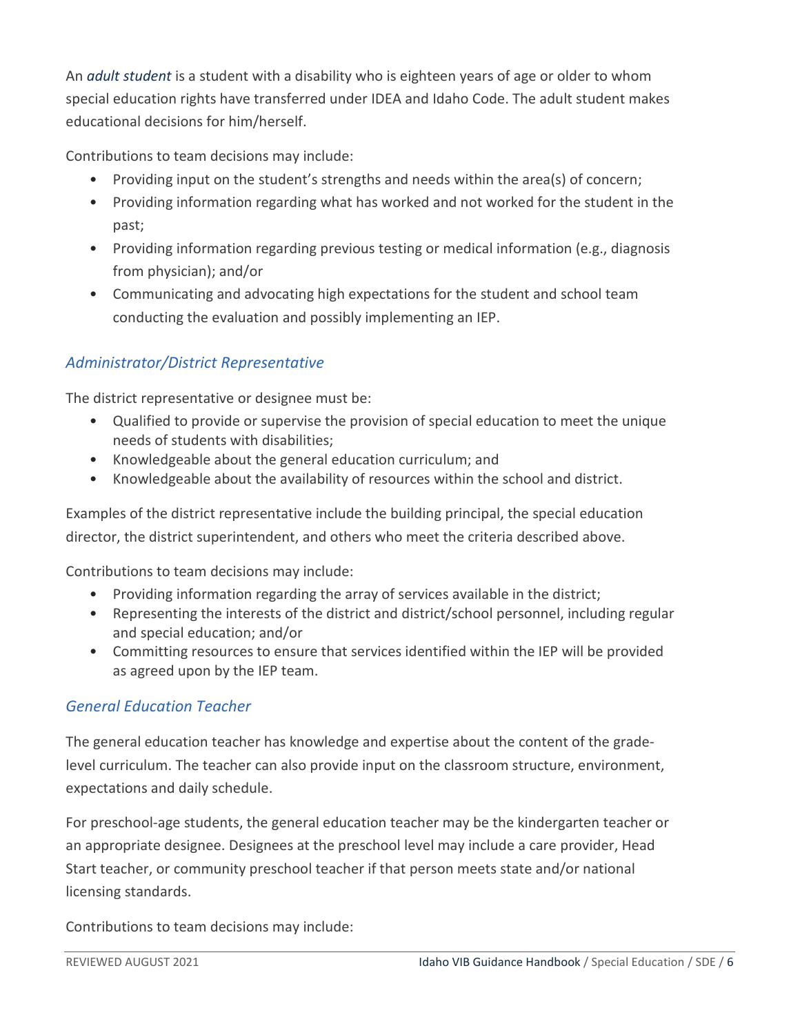An *adult student* is a student with a disability who is eighteen years of age or older to whom special education rights have transferred under IDEA and Idaho Code. The adult student makes educational decisions for him/herself.

Contributions to team decisions may include:

- Providing input on the student's strengths and needs within the area(s) of concern;
- Providing information regarding what has worked and not worked for the student in the past;
- Providing information regarding previous testing or medical information (e.g., diagnosis from physician); and/or
- Communicating and advocating high expectations for the student and school team conducting the evaluation and possibly implementing an IEP.

### *Administrator/District Representative*

The district representative or designee must be:

- Qualified to provide or supervise the provision of special education to meet the unique needs of students with disabilities;
- Knowledgeable about the general education curriculum; and
- Knowledgeable about the availability of resources within the school and district.

Examples of the district representative include the building principal, the special education director, the district superintendent, and others who meet the criteria described above.

Contributions to team decisions may include:

- Providing information regarding the array of services available in the district;
- Representing the interests of the district and district/school personnel, including regular and special education; and/or
- Committing resources to ensure that services identified within the IEP will be provided as agreed upon by the IEP team.

### *General Education Teacher*

The general education teacher has knowledge and expertise about the content of the grade-level curriculum. The teacher can also provide input on the classroom structure, environment, expectations and daily schedule.

For preschool-age students, the general education teacher may be the kindergarten teacher or an appropriate designee. Designees at the preschool level may include a care provider, Head Start teacher, or community preschool teacher if that person meets state and/or national licensing standards.

Contributions to team decisions may include: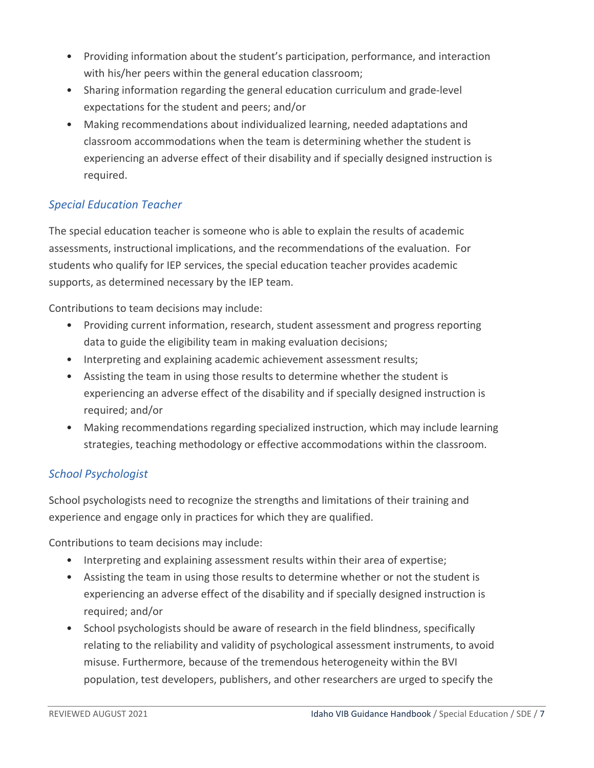- Providing information about the student's participation, performance, and interaction with his/her peers within the general education classroom;
- Sharing information regarding the general education curriculum and grade-level expectations for the student and peers; and/or
- Making recommendations about individualized learning, needed adaptations and classroom accommodations when the team is determining whether the student is experiencing an adverse effect of their disability and if specially designed instruction is required.

### *Special Education Teacher*

The special education teacher is someone who is able to explain the results of academic assessments, instructional implications, and the recommendations of the evaluation. For students who qualify for IEP services, the special education teacher provides academic supports, as determined necessary by the IEP team.

Contributions to team decisions may include:

- Providing current information, research, student assessment and progress reporting data to guide the eligibility team in making evaluation decisions;
- Interpreting and explaining academic achievement assessment results;
- Assisting the team in using those results to determine whether the student is experiencing an adverse effect of the disability and if specially designed instruction is required; and/or
- Making recommendations regarding specialized instruction, which may include learning strategies, teaching methodology or effective accommodations within the classroom.

### *School Psychologist*

School psychologists need to recognize the strengths and limitations of their training and experience and engage only in practices for which they are qualified.

Contributions to team decisions may include:

- Interpreting and explaining assessment results within their area of expertise;
- Assisting the team in using those results to determine whether or not the student is experiencing an adverse effect of the disability and if specially designed instruction is required; and/or
- School psychologists should be aware of research in the field blindness, specifically relating to the reliability and validity of psychological assessment instruments, to avoid misuse. Furthermore, because of the tremendous heterogeneity within the BVI population, test developers, publishers, and other researchers are urged to specify the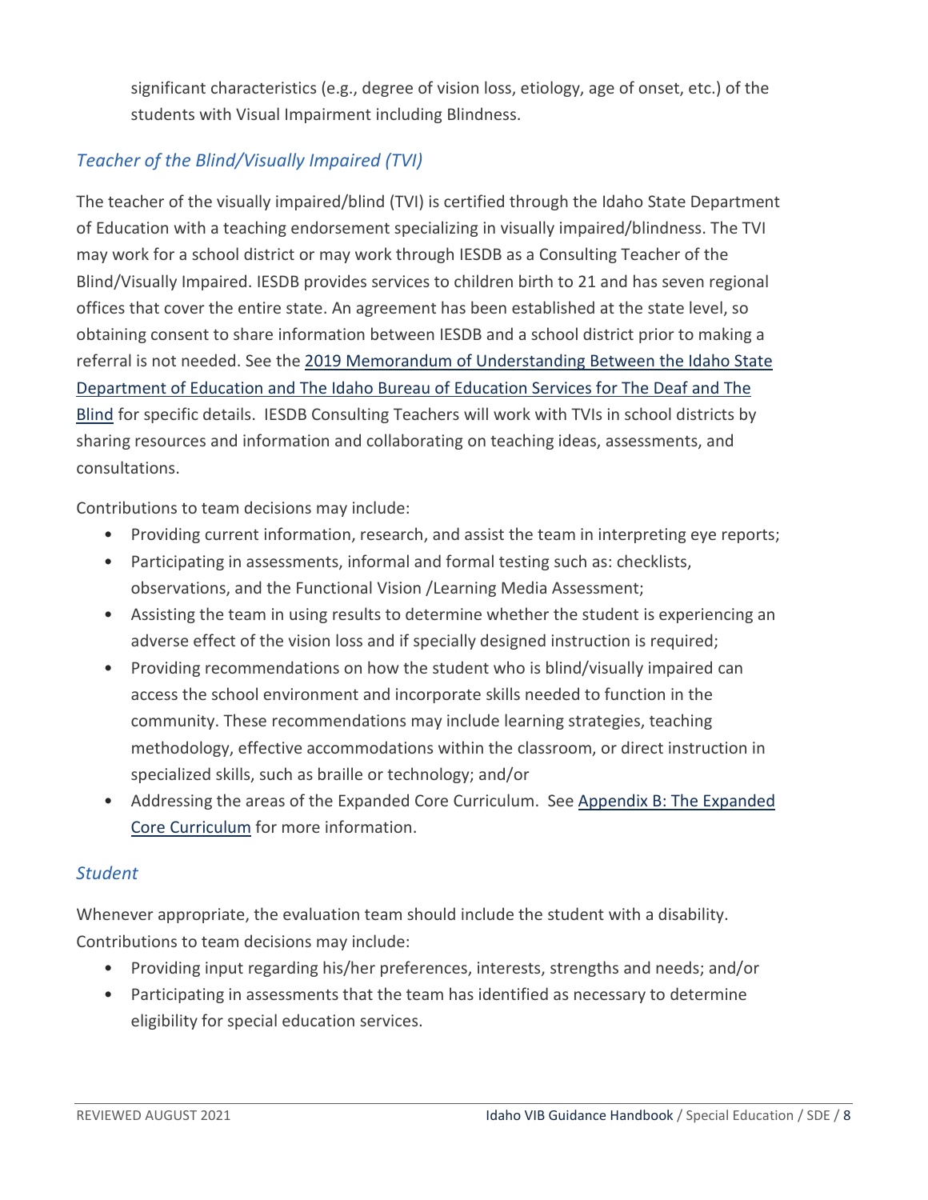significant characteristics (e.g., degree of vision loss, etiology, age of onset, etc.) of the students with Visual Impairment including Blindness.

### *Teacher of the Blind/Visually Impaired (TVI)*

The teacher of the visually impaired/blind (TVI) is certified through the Idaho State Department of Education with a teaching endorsement specializing in visually impaired/blindness. The TVI may work for a school district or may work through IESDB as a Consulting Teacher of the Blind/Visually Impaired. IESDB provides services to children birth to 21 and has seven regional offices that cover the entire state. An agreement has been established at the state level, so obtaining consent to share information between IESDB and a school district prior to making a referral is not needed. See the 2019 Memorandum of Understanding Between the Idaho State Department of Education and The Idaho Bureau of Education Services for The Deaf and The Blind for specific details. IESDB Consulting Teachers will work with TVIs in school districts by sharing resources and information and collaborating on teaching ideas, assessments, and consultations.

Contributions to team decisions may include:

- Providing current information, research, and assist the team in interpreting eye reports;
- Participating in assessments, informal and formal testing such as: checklists, observations, and the Functional Vision /Learning Media Assessment;
- Assisting the team in using results to determine whether the student is experiencing an adverse effect of the vision loss and if specially designed instruction is required;
- Providing recommendations on how the student who is blind/visually impaired can access the school environment and incorporate skills needed to function in the community. These recommendations may include learning strategies, teaching methodology, effective accommodations within the classroom, or direct instruction in specialized skills, such as braille or technology; and/or
- Addressing the areas of the Expanded Core Curriculum. See Appendix B: The Expanded Core Curriculum for more information.

### *Student*

Whenever appropriate, the evaluation team should include the student with a disability. Contributions to team decisions may include:

- Providing input regarding his/her preferences, interests, strengths and needs; and/or
- Participating in assessments that the team has identified as necessary to determine eligibility for special education services.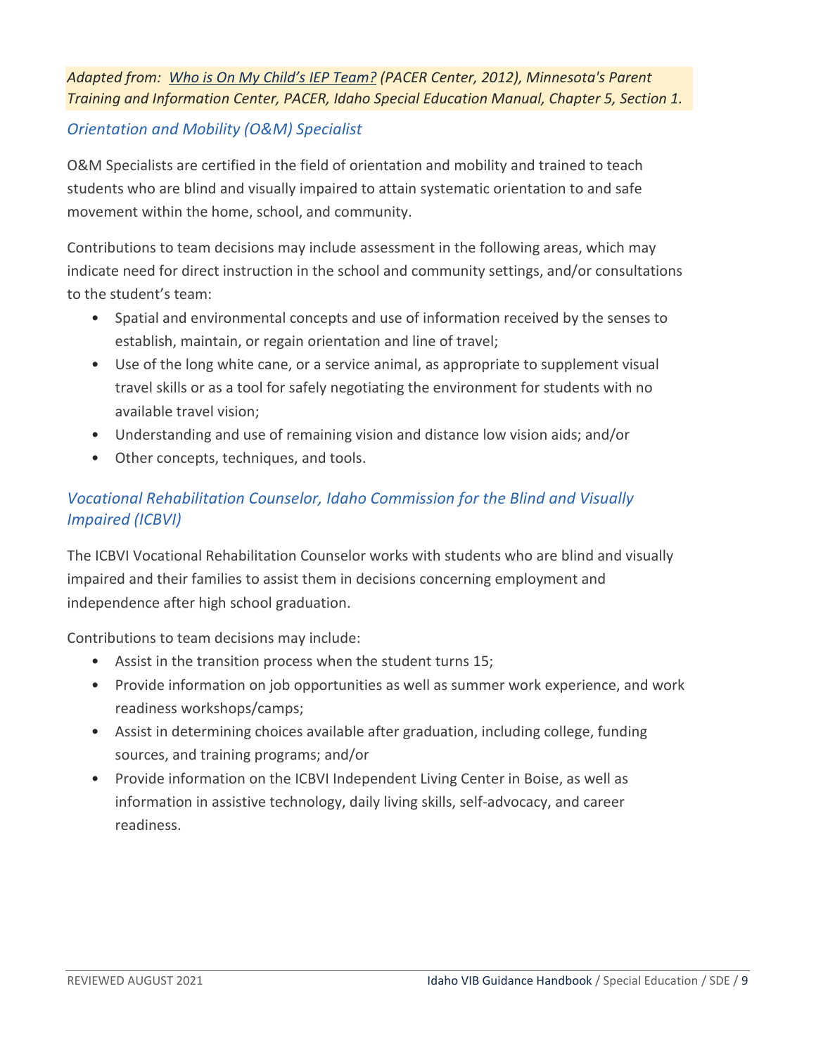*Adapted from: Who is On My Child's IEP Team? (PACER Center, 2012), Minnesota's Parent Training and Information Center, PACER, Idaho Special Education Manual, Chapter 5, Section 1.*

### *Orientation and Mobility (O&M) Specialist*

O&M Specialists are certified in the field of orientation and mobility and trained to teach students who are blind and visually impaired to attain systematic orientation to and safe movement within the home, school, and community.

Contributions to team decisions may include assessment in the following areas, which may indicate need for direct instruction in the school and community settings, and/or consultations to the student's team:

- Spatial and environmental concepts and use of information received by the senses to establish, maintain, or regain orientation and line of travel;
- Use of the long white cane, or a service animal, as appropriate to supplement visual travel skills or as a tool for safely negotiating the environment for students with no available travel vision;
- Understanding and use of remaining vision and distance low vision aids; and/or
- Other concepts, techniques, and tools.

### *Vocational Rehabilitation Counselor, Idaho Commission for the Blind and Visually Impaired (ICBVI)*

The ICBVI Vocational Rehabilitation Counselor works with students who are blind and visually impaired and their families to assist them in decisions concerning employment and independence after high school graduation.

Contributions to team decisions may include:

- Assist in the transition process when the student turns 15;
- Provide information on job opportunities as well as summer work experience, and work readiness workshops/camps;
- Assist in determining choices available after graduation, including college, funding sources, and training programs; and/or
- Provide information on the ICBVI Independent Living Center in Boise, as well as information in assistive technology, daily living skills, self-advocacy, and career readiness.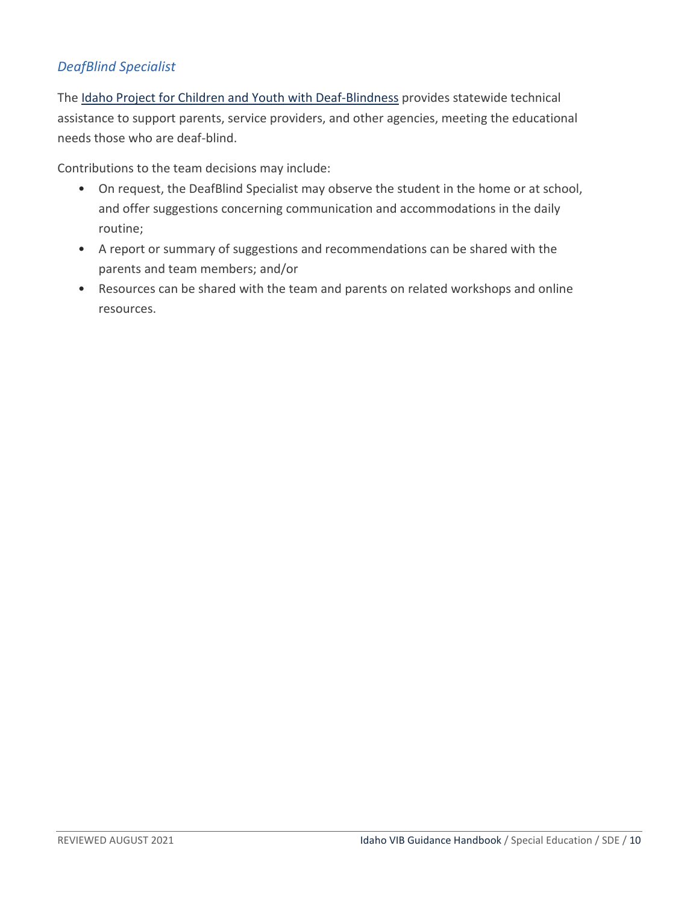### *DeafBlind Specialist*

The Idaho Project for Children and Youth with Deaf-Blindness provides statewide technical assistance to support parents, service providers, and other agencies, meeting the educational needs those who are deaf-blind.

Contributions to the team decisions may include:

- On request, the DeafBlind Specialist may observe the student in the home or at school, and offer suggestions concerning communication and accommodations in the daily routine;
- A report or summary of suggestions and recommendations can be shared with the parents and team members; and/or
- Resources can be shared with the team and parents on related workshops and online resources.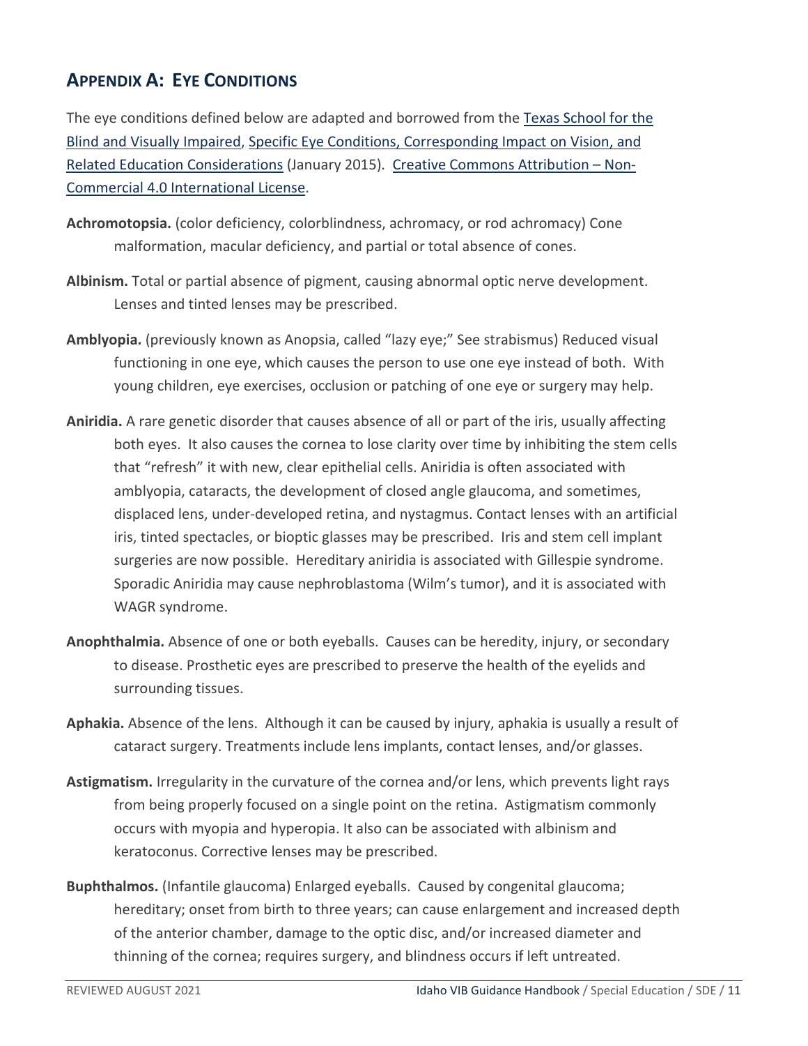## Appendix A: Eye Conditions

The eye conditions defined below are adapted and borrowed from the [Texas School for the Blind and Visually Impaired](), [Specific Eye Conditions, Corresponding Impact on Vision, and Related Education Considerations]() (January 2015). [Creative Commons Attribution – Non-Commercial 4.0 International License]().

**Achromotopsia.** (color deficiency, colorblindness, achromacy, or rod achromacy) Cone malformation, macular deficiency, and partial or total absence of cones.

**Albinism.** Total or partial absence of pigment, causing abnormal optic nerve development. Lenses and tinted lenses may be prescribed.

**Amblyopia.** (previously known as Anopsia, called "lazy eye;" See strabismus) Reduced visual functioning in one eye, which causes the person to use one eye instead of both. With young children, eye exercises, occlusion or patching of one eye or surgery may help.

**Aniridia.** A rare genetic disorder that causes absence of all or part of the iris, usually affecting both eyes. It also causes the cornea to lose clarity over time by inhibiting the stem cells that "refresh" it with new, clear epithelial cells. Aniridia is often associated with amblyopia, cataracts, the development of closed angle glaucoma, and sometimes, displaced lens, under-developed retina, and nystagmus. Contact lenses with an artificial iris, tinted spectacles, or bioptic glasses may be prescribed. Iris and stem cell implant surgeries are now possible. Hereditary aniridia is associated with Gillespie syndrome. Sporadic Aniridia may cause nephroblastoma (Wilm's tumor), and it is associated with WAGR syndrome.

**Anophthalmia.** Absence of one or both eyeballs. Causes can be heredity, injury, or secondary to disease. Prosthetic eyes are prescribed to preserve the health of the eyelids and surrounding tissues.

**Aphakia.** Absence of the lens. Although it can be caused by injury, aphakia is usually a result of cataract surgery. Treatments include lens implants, contact lenses, and/or glasses.

**Astigmatism.** Irregularity in the curvature of the cornea and/or lens, which prevents light rays from being properly focused on a single point on the retina. Astigmatism commonly occurs with myopia and hyperopia. It also can be associated with albinism and keratoconus. Corrective lenses may be prescribed.

**Buphthalmos.** (Infantile glaucoma) Enlarged eyeballs. Caused by congenital glaucoma; hereditary; onset from birth to three years; can cause enlargement and increased depth of the anterior chamber, damage to the optic disc, and/or increased diameter and thinning of the cornea; requires surgery, and blindness occurs if left untreated.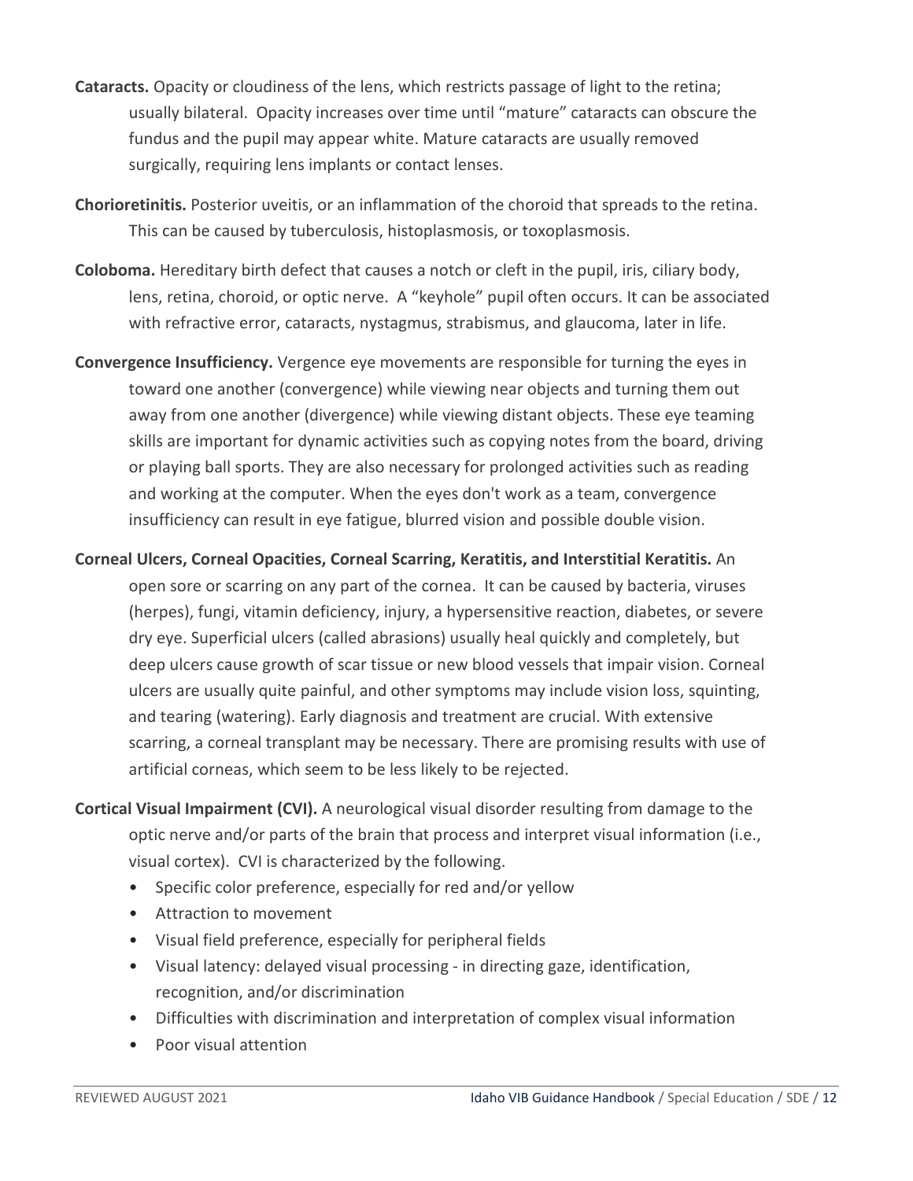**Cataracts.** Opacity or cloudiness of the lens, which restricts passage of light to the retina; usually bilateral. Opacity increases over time until "mature" cataracts can obscure the fundus and the pupil may appear white. Mature cataracts are usually removed surgically, requiring lens implants or contact lenses.

**Chorioretinitis.** Posterior uveitis, or an inflammation of the choroid that spreads to the retina. This can be caused by tuberculosis, histoplasmosis, or toxoplasmosis.

**Coloboma.** Hereditary birth defect that causes a notch or cleft in the pupil, iris, ciliary body, lens, retina, choroid, or optic nerve. A "keyhole" pupil often occurs. It can be associated with refractive error, cataracts, nystagmus, strabismus, and glaucoma, later in life.

**Convergence Insufficiency.** Vergence eye movements are responsible for turning the eyes in toward one another (convergence) while viewing near objects and turning them out away from one another (divergence) while viewing distant objects. These eye teaming skills are important for dynamic activities such as copying notes from the board, driving or playing ball sports. They are also necessary for prolonged activities such as reading and working at the computer. When the eyes don't work as a team, convergence insufficiency can result in eye fatigue, blurred vision and possible double vision.

**Corneal Ulcers, Corneal Opacities, Corneal Scarring, Keratitis, and Interstitial Keratitis.** An open sore or scarring on any part of the cornea. It can be caused by bacteria, viruses (herpes), fungi, vitamin deficiency, injury, a hypersensitive reaction, diabetes, or severe dry eye. Superficial ulcers (called abrasions) usually heal quickly and completely, but deep ulcers cause growth of scar tissue or new blood vessels that impair vision. Corneal ulcers are usually quite painful, and other symptoms may include vision loss, squinting, and tearing (watering). Early diagnosis and treatment are crucial. With extensive scarring, a corneal transplant may be necessary. There are promising results with use of artificial corneas, which seem to be less likely to be rejected.

**Cortical Visual Impairment (CVI).** A neurological visual disorder resulting from damage to the optic nerve and/or parts of the brain that process and interpret visual information (i.e., visual cortex). CVI is characterized by the following.

- Specific color preference, especially for red and/or yellow
- Attraction to movement
- Visual field preference, especially for peripheral fields
- Visual latency: delayed visual processing - in directing gaze, identification, recognition, and/or discrimination
- Difficulties with discrimination and interpretation of complex visual information
- Poor visual attention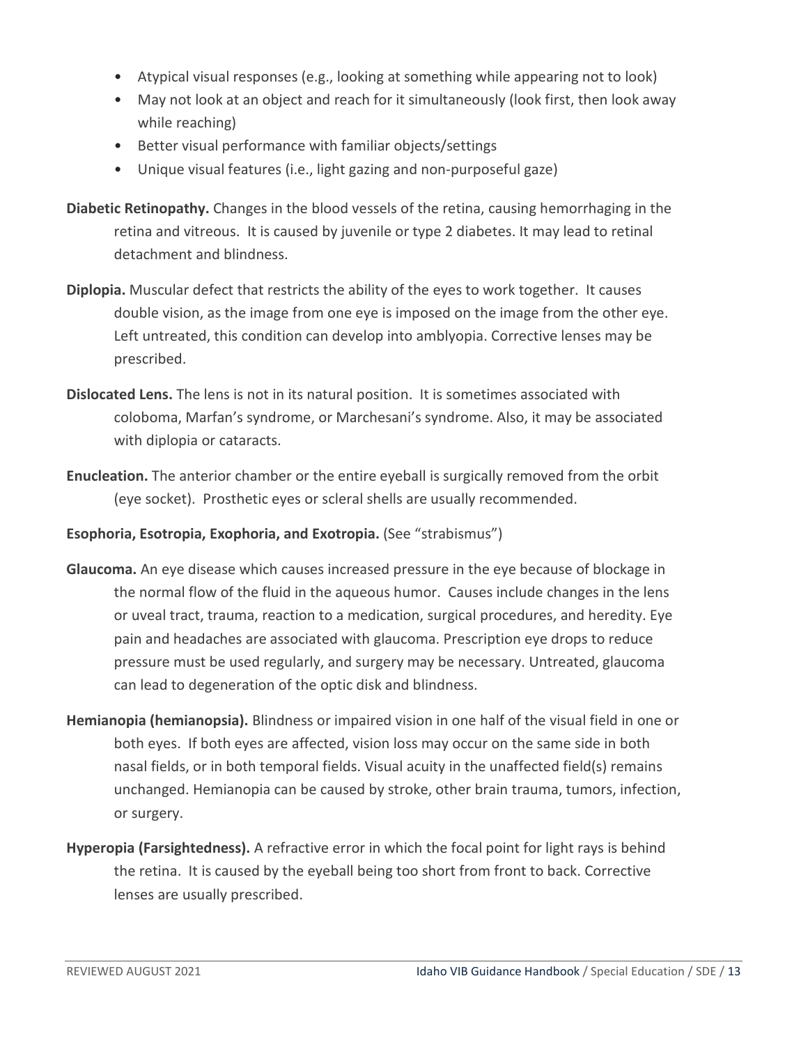- Atypical visual responses (e.g., looking at something while appearing not to look)
- May not look at an object and reach for it simultaneously (look first, then look away while reaching)
- Better visual performance with familiar objects/settings
- Unique visual features (i.e., light gazing and non-purposeful gaze)

**Diabetic Retinopathy.** Changes in the blood vessels of the retina, causing hemorrhaging in the retina and vitreous. It is caused by juvenile or type 2 diabetes. It may lead to retinal detachment and blindness.

**Diplopia.** Muscular defect that restricts the ability of the eyes to work together. It causes double vision, as the image from one eye is imposed on the image from the other eye. Left untreated, this condition can develop into amblyopia. Corrective lenses may be prescribed.

**Dislocated Lens.** The lens is not in its natural position. It is sometimes associated with coloboma, Marfan's syndrome, or Marchesani's syndrome. Also, it may be associated with diplopia or cataracts.

**Enucleation.** The anterior chamber or the entire eyeball is surgically removed from the orbit (eye socket). Prosthetic eyes or scleral shells are usually recommended.

**Esophoria, Esotropia, Exophoria, and Exotropia.** (See "strabismus")

**Glaucoma.** An eye disease which causes increased pressure in the eye because of blockage in the normal flow of the fluid in the aqueous humor. Causes include changes in the lens or uveal tract, trauma, reaction to a medication, surgical procedures, and heredity. Eye pain and headaches are associated with glaucoma. Prescription eye drops to reduce pressure must be used regularly, and surgery may be necessary. Untreated, glaucoma can lead to degeneration of the optic disk and blindness.

**Hemianopia (hemianopsia).** Blindness or impaired vision in one half of the visual field in one or both eyes. If both eyes are affected, vision loss may occur on the same side in both nasal fields, or in both temporal fields. Visual acuity in the unaffected field(s) remains unchanged. Hemianopia can be caused by stroke, other brain trauma, tumors, infection, or surgery.

**Hyperopia (Farsightedness).** A refractive error in which the focal point for light rays is behind the retina. It is caused by the eyeball being too short from front to back. Corrective lenses are usually prescribed.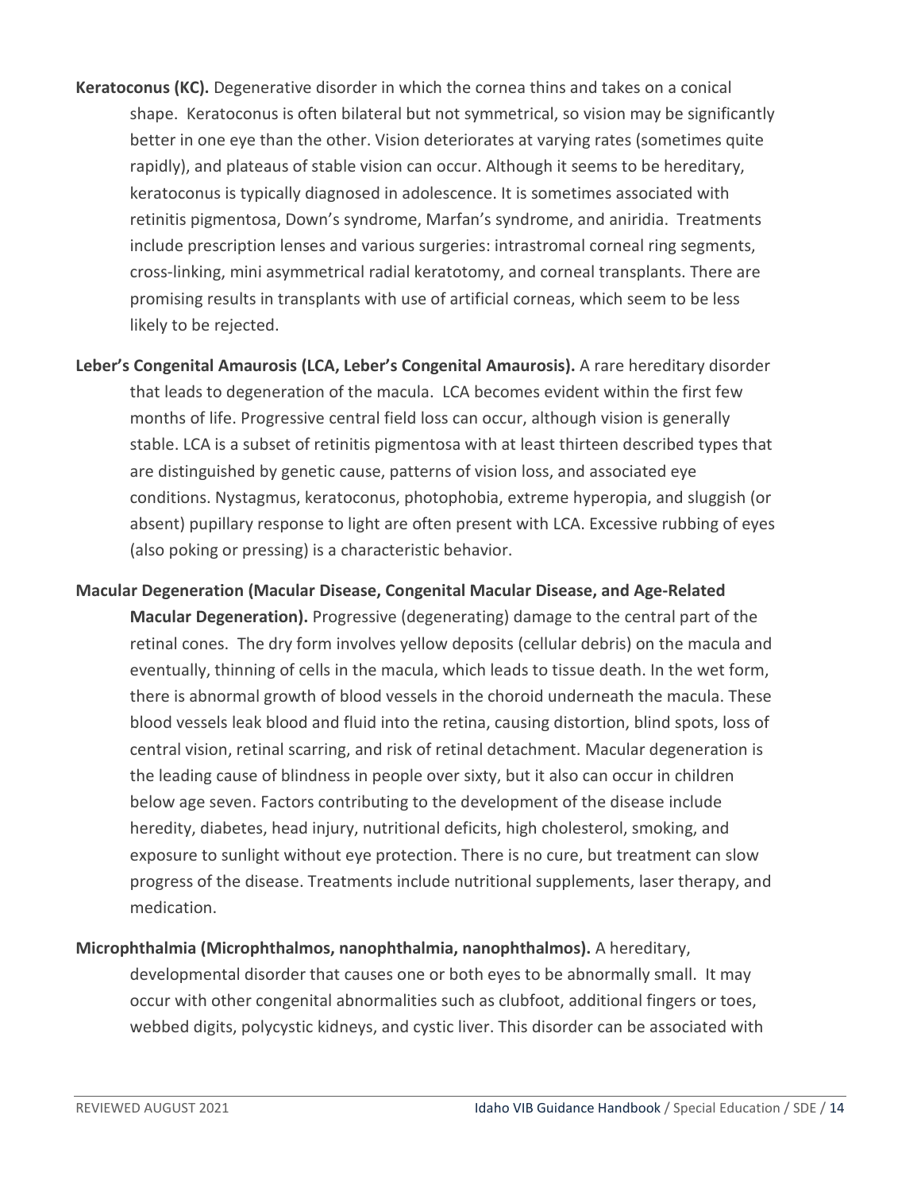**Keratoconus (KC).** Degenerative disorder in which the cornea thins and takes on a conical shape. Keratoconus is often bilateral but not symmetrical, so vision may be significantly better in one eye than the other. Vision deteriorates at varying rates (sometimes quite rapidly), and plateaus of stable vision can occur. Although it seems to be hereditary, keratoconus is typically diagnosed in adolescence. It is sometimes associated with retinitis pigmentosa, Down's syndrome, Marfan's syndrome, and aniridia. Treatments include prescription lenses and various surgeries: intrastromal corneal ring segments, cross-linking, mini asymmetrical radial keratotomy, and corneal transplants. There are promising results in transplants with use of artificial corneas, which seem to be less likely to be rejected.

**Leber's Congenital Amaurosis (LCA, Leber's Congenital Amaurosis).** A rare hereditary disorder that leads to degeneration of the macula. LCA becomes evident within the first few months of life. Progressive central field loss can occur, although vision is generally stable. LCA is a subset of retinitis pigmentosa with at least thirteen described types that are distinguished by genetic cause, patterns of vision loss, and associated eye conditions. Nystagmus, keratoconus, photophobia, extreme hyperopia, and sluggish (or absent) pupillary response to light are often present with LCA. Excessive rubbing of eyes (also poking or pressing) is a characteristic behavior.

**Macular Degeneration (Macular Disease, Congenital Macular Disease, and Age-Related Macular Degeneration).** Progressive (degenerating) damage to the central part of the retinal cones. The dry form involves yellow deposits (cellular debris) on the macula and eventually, thinning of cells in the macula, which leads to tissue death. In the wet form, there is abnormal growth of blood vessels in the choroid underneath the macula. These blood vessels leak blood and fluid into the retina, causing distortion, blind spots, loss of central vision, retinal scarring, and risk of retinal detachment. Macular degeneration is the leading cause of blindness in people over sixty, but it also can occur in children below age seven. Factors contributing to the development of the disease include heredity, diabetes, head injury, nutritional deficits, high cholesterol, smoking, and exposure to sunlight without eye protection. There is no cure, but treatment can slow progress of the disease. Treatments include nutritional supplements, laser therapy, and medication.

**Microphthalmia (Microphthalmos, nanophthalmia, nanophthalmos).** A hereditary, developmental disorder that causes one or both eyes to be abnormally small. It may occur with other congenital abnormalities such as clubfoot, additional fingers or toes, webbed digits, polycystic kidneys, and cystic liver. This disorder can be associated with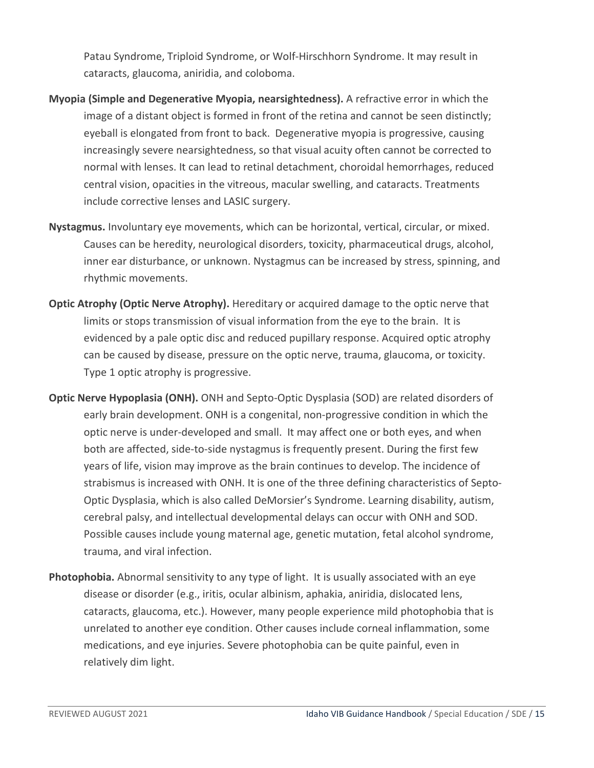Patau Syndrome, Triploid Syndrome, or Wolf-Hirschhorn Syndrome. It may result in cataracts, glaucoma, aniridia, and coloboma.

**Myopia (Simple and Degenerative Myopia, nearsightedness).** A refractive error in which the image of a distant object is formed in front of the retina and cannot be seen distinctly; eyeball is elongated from front to back. Degenerative myopia is progressive, causing increasingly severe nearsightedness, so that visual acuity often cannot be corrected to normal with lenses. It can lead to retinal detachment, choroidal hemorrhages, reduced central vision, opacities in the vitreous, macular swelling, and cataracts. Treatments include corrective lenses and LASIC surgery.

**Nystagmus.** Involuntary eye movements, which can be horizontal, vertical, circular, or mixed. Causes can be heredity, neurological disorders, toxicity, pharmaceutical drugs, alcohol, inner ear disturbance, or unknown. Nystagmus can be increased by stress, spinning, and rhythmic movements.

**Optic Atrophy (Optic Nerve Atrophy).** Hereditary or acquired damage to the optic nerve that limits or stops transmission of visual information from the eye to the brain. It is evidenced by a pale optic disc and reduced pupillary response. Acquired optic atrophy can be caused by disease, pressure on the optic nerve, trauma, glaucoma, or toxicity. Type 1 optic atrophy is progressive.

**Optic Nerve Hypoplasia (ONH).** ONH and Septo-Optic Dysplasia (SOD) are related disorders of early brain development. ONH is a congenital, non-progressive condition in which the optic nerve is under-developed and small. It may affect one or both eyes, and when both are affected, side-to-side nystagmus is frequently present. During the first few years of life, vision may improve as the brain continues to develop. The incidence of strabismus is increased with ONH. It is one of the three defining characteristics of Septo-Optic Dysplasia, which is also called DeMorsier's Syndrome. Learning disability, autism, cerebral palsy, and intellectual developmental delays can occur with ONH and SOD. Possible causes include young maternal age, genetic mutation, fetal alcohol syndrome, trauma, and viral infection.

**Photophobia.** Abnormal sensitivity to any type of light. It is usually associated with an eye disease or disorder (e.g., iritis, ocular albinism, aphakia, aniridia, dislocated lens, cataracts, glaucoma, etc.). However, many people experience mild photophobia that is unrelated to another eye condition. Other causes include corneal inflammation, some medications, and eye injuries. Severe photophobia can be quite painful, even in relatively dim light.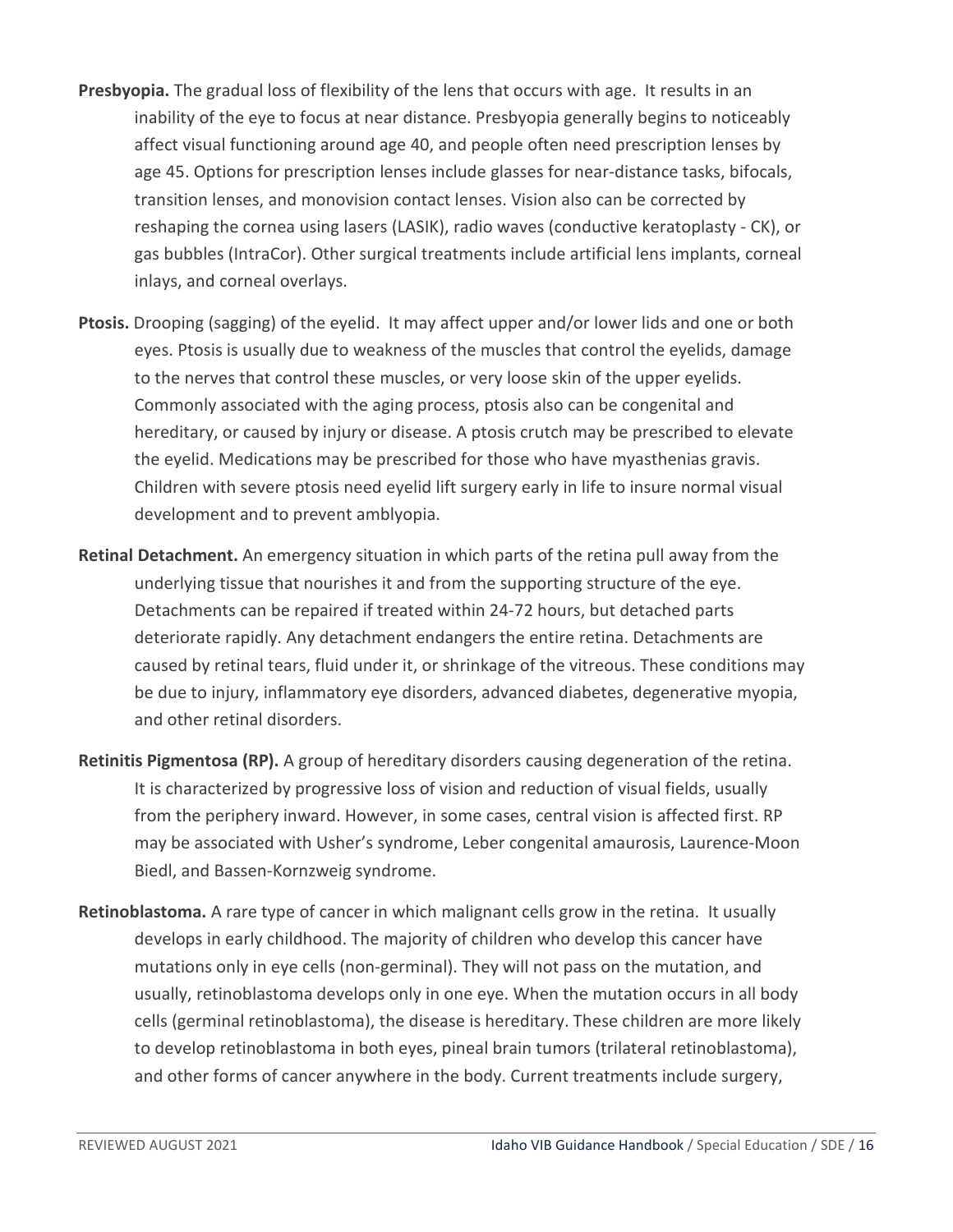**Presbyopia.** The gradual loss of flexibility of the lens that occurs with age. It results in an inability of the eye to focus at near distance. Presbyopia generally begins to noticeably affect visual functioning around age 40, and people often need prescription lenses by age 45. Options for prescription lenses include glasses for near-distance tasks, bifocals, transition lenses, and monovision contact lenses. Vision also can be corrected by reshaping the cornea using lasers (LASIK), radio waves (conductive keratoplasty - CK), or gas bubbles (IntraCor). Other surgical treatments include artificial lens implants, corneal inlays, and corneal overlays.

**Ptosis.** Drooping (sagging) of the eyelid. It may affect upper and/or lower lids and one or both eyes. Ptosis is usually due to weakness of the muscles that control the eyelids, damage to the nerves that control these muscles, or very loose skin of the upper eyelids. Commonly associated with the aging process, ptosis also can be congenital and hereditary, or caused by injury or disease. A ptosis crutch may be prescribed to elevate the eyelid. Medications may be prescribed for those who have myasthenias gravis. Children with severe ptosis need eyelid lift surgery early in life to insure normal visual development and to prevent amblyopia.

**Retinal Detachment.** An emergency situation in which parts of the retina pull away from the underlying tissue that nourishes it and from the supporting structure of the eye. Detachments can be repaired if treated within 24-72 hours, but detached parts deteriorate rapidly. Any detachment endangers the entire retina. Detachments are caused by retinal tears, fluid under it, or shrinkage of the vitreous. These conditions may be due to injury, inflammatory eye disorders, advanced diabetes, degenerative myopia, and other retinal disorders.

**Retinitis Pigmentosa (RP).** A group of hereditary disorders causing degeneration of the retina. It is characterized by progressive loss of vision and reduction of visual fields, usually from the periphery inward. However, in some cases, central vision is affected first. RP may be associated with Usher's syndrome, Leber congenital amaurosis, Laurence-Moon Biedl, and Bassen-Kornzweig syndrome.

**Retinoblastoma.** A rare type of cancer in which malignant cells grow in the retina. It usually develops in early childhood. The majority of children who develop this cancer have mutations only in eye cells (non-germinal). They will not pass on the mutation, and usually, retinoblastoma develops only in one eye. When the mutation occurs in all body cells (germinal retinoblastoma), the disease is hereditary. These children are more likely to develop retinoblastoma in both eyes, pineal brain tumors (trilateral retinoblastoma), and other forms of cancer anywhere in the body. Current treatments include surgery,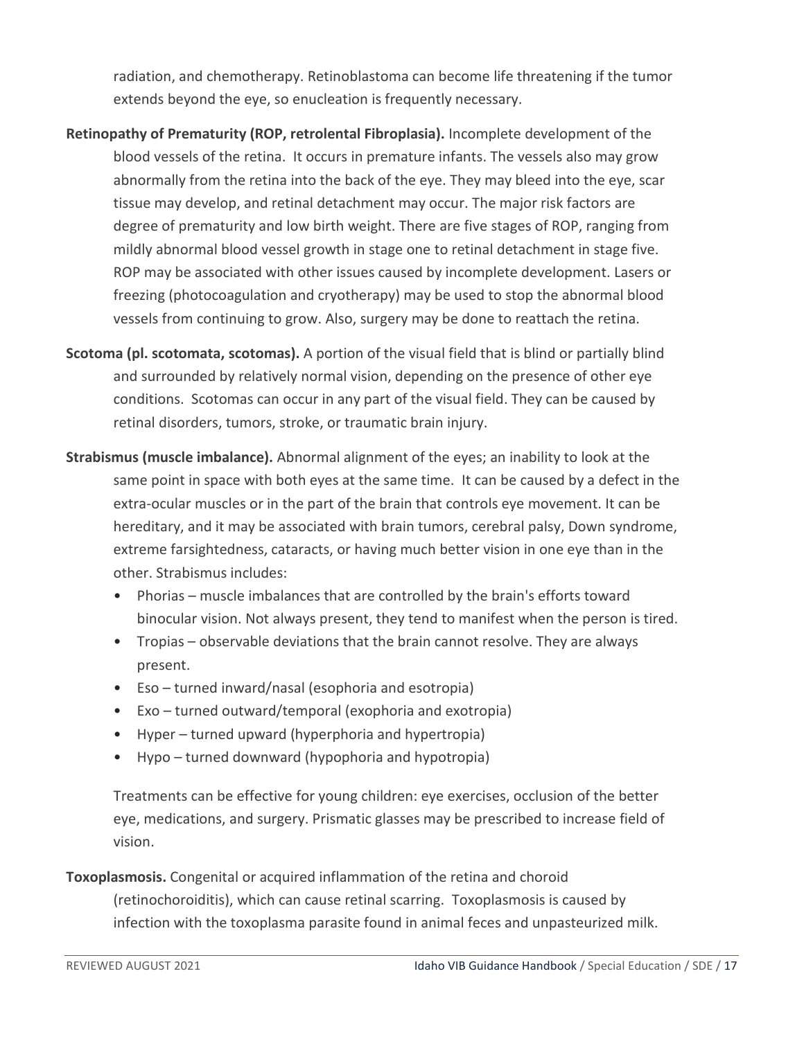radiation, and chemotherapy. Retinoblastoma can become life threatening if the tumor extends beyond the eye, so enucleation is frequently necessary.

**Retinopathy of Prematurity (ROP, retrolental Fibroplasia).** Incomplete development of the blood vessels of the retina. It occurs in premature infants. The vessels also may grow abnormally from the retina into the back of the eye. They may bleed into the eye, scar tissue may develop, and retinal detachment may occur. The major risk factors are degree of prematurity and low birth weight. There are five stages of ROP, ranging from mildly abnormal blood vessel growth in stage one to retinal detachment in stage five. ROP may be associated with other issues caused by incomplete development. Lasers or freezing (photocoagulation and cryotherapy) may be used to stop the abnormal blood vessels from continuing to grow. Also, surgery may be done to reattach the retina.

**Scotoma (pl. scotomata, scotomas).** A portion of the visual field that is blind or partially blind and surrounded by relatively normal vision, depending on the presence of other eye conditions. Scotomas can occur in any part of the visual field. They can be caused by retinal disorders, tumors, stroke, or traumatic brain injury.

**Strabismus (muscle imbalance).** Abnormal alignment of the eyes; an inability to look at the same point in space with both eyes at the same time. It can be caused by a defect in the extra-ocular muscles or in the part of the brain that controls eye movement. It can be hereditary, and it may be associated with brain tumors, cerebral palsy, Down syndrome, extreme farsightedness, cataracts, or having much better vision in one eye than in the other. Strabismus includes:

- Phorias – muscle imbalances that are controlled by the brain's efforts toward binocular vision. Not always present, they tend to manifest when the person is tired.
- Tropias – observable deviations that the brain cannot resolve. They are always present.
- Eso – turned inward/nasal (esophoria and esotropia)
- Exo – turned outward/temporal (exophoria and exotropia)
- Hyper – turned upward (hyperphoria and hypertropia)
- Hypo – turned downward (hypophoria and hypotropia)

Treatments can be effective for young children: eye exercises, occlusion of the better eye, medications, and surgery. Prismatic glasses may be prescribed to increase field of vision.

**Toxoplasmosis.** Congenital or acquired inflammation of the retina and choroid (retinochoroiditis), which can cause retinal scarring. Toxoplasmosis is caused by infection with the toxoplasma parasite found in animal feces and unpasteurized milk.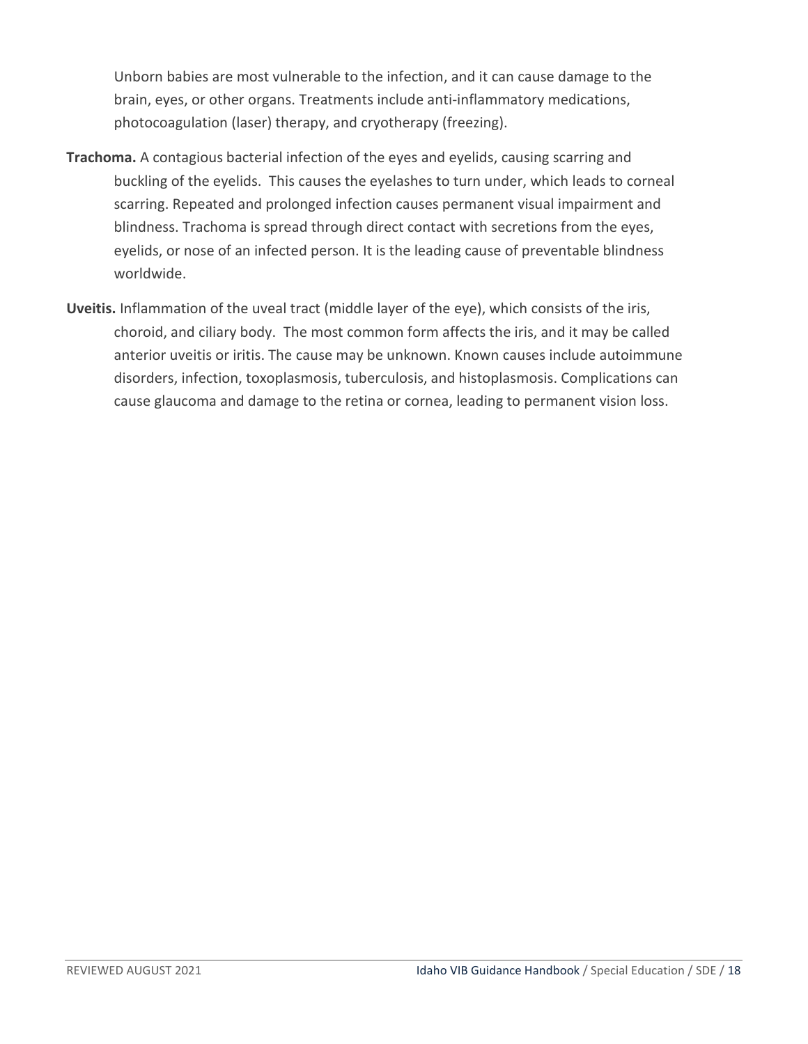Unborn babies are most vulnerable to the infection, and it can cause damage to the brain, eyes, or other organs. Treatments include anti-inflammatory medications, photocoagulation (laser) therapy, and cryotherapy (freezing).

**Trachoma.** A contagious bacterial infection of the eyes and eyelids, causing scarring and buckling of the eyelids. This causes the eyelashes to turn under, which leads to corneal scarring. Repeated and prolonged infection causes permanent visual impairment and blindness. Trachoma is spread through direct contact with secretions from the eyes, eyelids, or nose of an infected person. It is the leading cause of preventable blindness worldwide.

**Uveitis.** Inflammation of the uveal tract (middle layer of the eye), which consists of the iris, choroid, and ciliary body. The most common form affects the iris, and it may be called anterior uveitis or iritis. The cause may be unknown. Known causes include autoimmune disorders, infection, toxoplasmosis, tuberculosis, and histoplasmosis. Complications can cause glaucoma and damage to the retina or cornea, leading to permanent vision loss.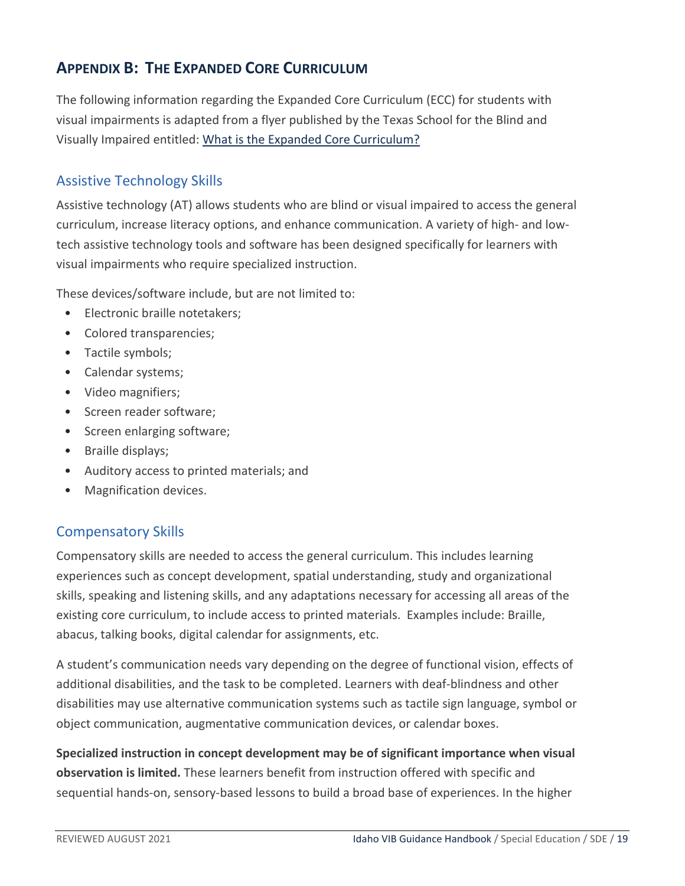## APPENDIX B: THE EXPANDED CORE CURRICULUM

The following information regarding the Expanded Core Curriculum (ECC) for students with visual impairments is adapted from a flyer published by the Texas School for the Blind and Visually Impaired entitled: What is the Expanded Core Curriculum?

### Assistive Technology Skills

Assistive technology (AT) allows students who are blind or visual impaired to access the general curriculum, increase literacy options, and enhance communication. A variety of high- and low-tech assistive technology tools and software has been designed specifically for learners with visual impairments who require specialized instruction.

These devices/software include, but are not limited to:

- Electronic braille notetakers;
- Colored transparencies;
- Tactile symbols;
- Calendar systems;
- Video magnifiers;
- Screen reader software;
- Screen enlarging software;
- Braille displays;
- Auditory access to printed materials; and
- Magnification devices.

### Compensatory Skills

Compensatory skills are needed to access the general curriculum. This includes learning experiences such as concept development, spatial understanding, study and organizational skills, speaking and listening skills, and any adaptations necessary for accessing all areas of the existing core curriculum, to include access to printed materials. Examples include: Braille, abacus, talking books, digital calendar for assignments, etc.

A student's communication needs vary depending on the degree of functional vision, effects of additional disabilities, and the task to be completed. Learners with deaf-blindness and other disabilities may use alternative communication systems such as tactile sign language, symbol or object communication, augmentative communication devices, or calendar boxes.

**Specialized instruction in concept development may be of significant importance when visual observation is limited.** These learners benefit from instruction offered with specific and sequential hands-on, sensory-based lessons to build a broad base of experiences. In the higher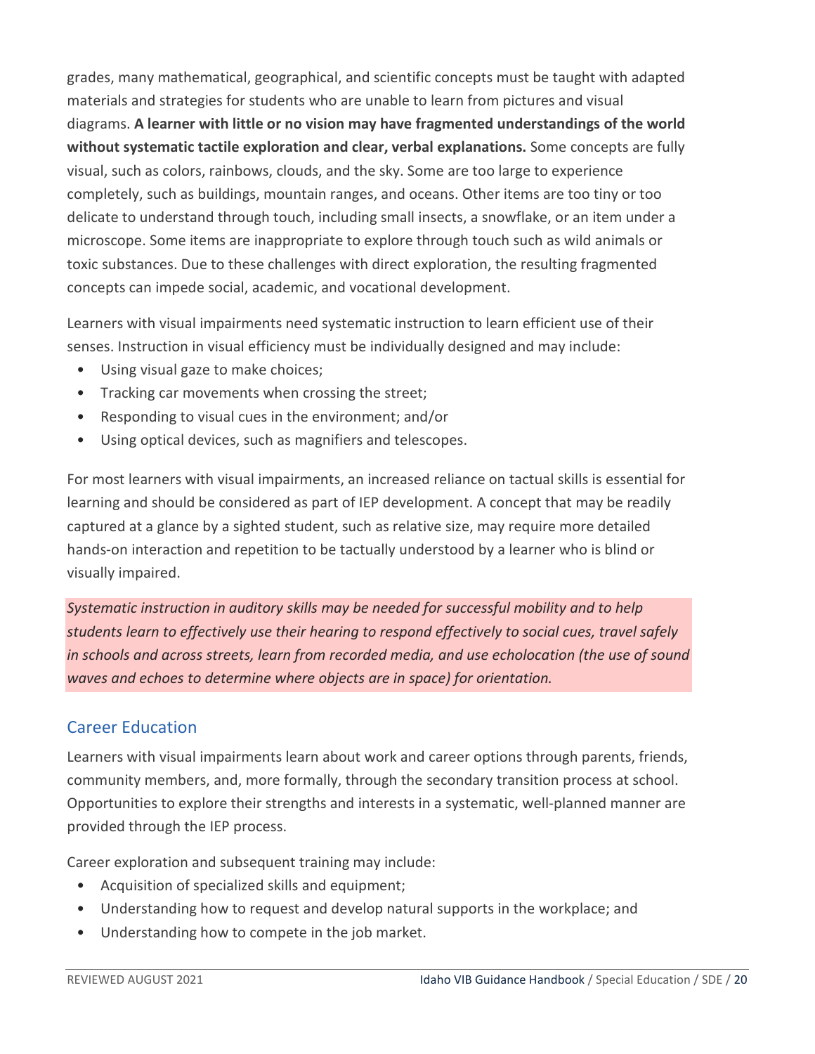grades, many mathematical, geographical, and scientific concepts must be taught with adapted materials and strategies for students who are unable to learn from pictures and visual diagrams. **A learner with little or no vision may have fragmented understandings of the world without systematic tactile exploration and clear, verbal explanations.** Some concepts are fully visual, such as colors, rainbows, clouds, and the sky. Some are too large to experience completely, such as buildings, mountain ranges, and oceans. Other items are too tiny or too delicate to understand through touch, including small insects, a snowflake, or an item under a microscope. Some items are inappropriate to explore through touch such as wild animals or toxic substances. Due to these challenges with direct exploration, the resulting fragmented concepts can impede social, academic, and vocational development.

Learners with visual impairments need systematic instruction to learn efficient use of their senses. Instruction in visual efficiency must be individually designed and may include:

- Using visual gaze to make choices;
- Tracking car movements when crossing the street;
- Responding to visual cues in the environment; and/or
- Using optical devices, such as magnifiers and telescopes.

For most learners with visual impairments, an increased reliance on tactual skills is essential for learning and should be considered as part of IEP development. A concept that may be readily captured at a glance by a sighted student, such as relative size, may require more detailed hands-on interaction and repetition to be tactually understood by a learner who is blind or visually impaired.

*Systematic instruction in auditory skills may be needed for successful mobility and to help students learn to effectively use their hearing to respond effectively to social cues, travel safely in schools and across streets, learn from recorded media, and use echolocation (the use of sound waves and echoes to determine where objects are in space) for orientation.*

## Career Education

Learners with visual impairments learn about work and career options through parents, friends, community members, and, more formally, through the secondary transition process at school. Opportunities to explore their strengths and interests in a systematic, well-planned manner are provided through the IEP process.

Career exploration and subsequent training may include:

- Acquisition of specialized skills and equipment;
- Understanding how to request and develop natural supports in the workplace; and
- Understanding how to compete in the job market.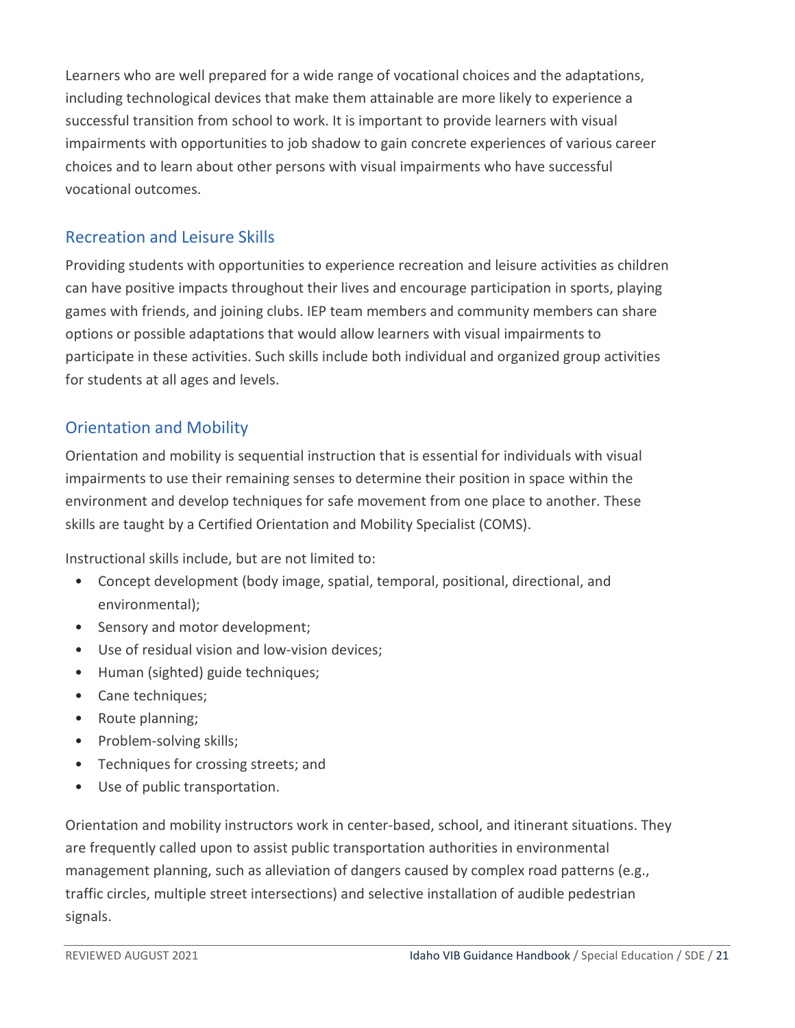Learners who are well prepared for a wide range of vocational choices and the adaptations, including technological devices that make them attainable are more likely to experience a successful transition from school to work. It is important to provide learners with visual impairments with opportunities to job shadow to gain concrete experiences of various career choices and to learn about other persons with visual impairments who have successful vocational outcomes.

## Recreation and Leisure Skills

Providing students with opportunities to experience recreation and leisure activities as children can have positive impacts throughout their lives and encourage participation in sports, playing games with friends, and joining clubs. IEP team members and community members can share options or possible adaptations that would allow learners with visual impairments to participate in these activities. Such skills include both individual and organized group activities for students at all ages and levels.

## Orientation and Mobility

Orientation and mobility is sequential instruction that is essential for individuals with visual impairments to use their remaining senses to determine their position in space within the environment and develop techniques for safe movement from one place to another. These skills are taught by a Certified Orientation and Mobility Specialist (COMS).

Instructional skills include, but are not limited to:

- Concept development (body image, spatial, temporal, positional, directional, and environmental);
- Sensory and motor development;
- Use of residual vision and low-vision devices;
- Human (sighted) guide techniques;
- Cane techniques;
- Route planning;
- Problem-solving skills;
- Techniques for crossing streets; and
- Use of public transportation.

Orientation and mobility instructors work in center-based, school, and itinerant situations. They are frequently called upon to assist public transportation authorities in environmental management planning, such as alleviation of dangers caused by complex road patterns (e.g., traffic circles, multiple street intersections) and selective installation of audible pedestrian signals.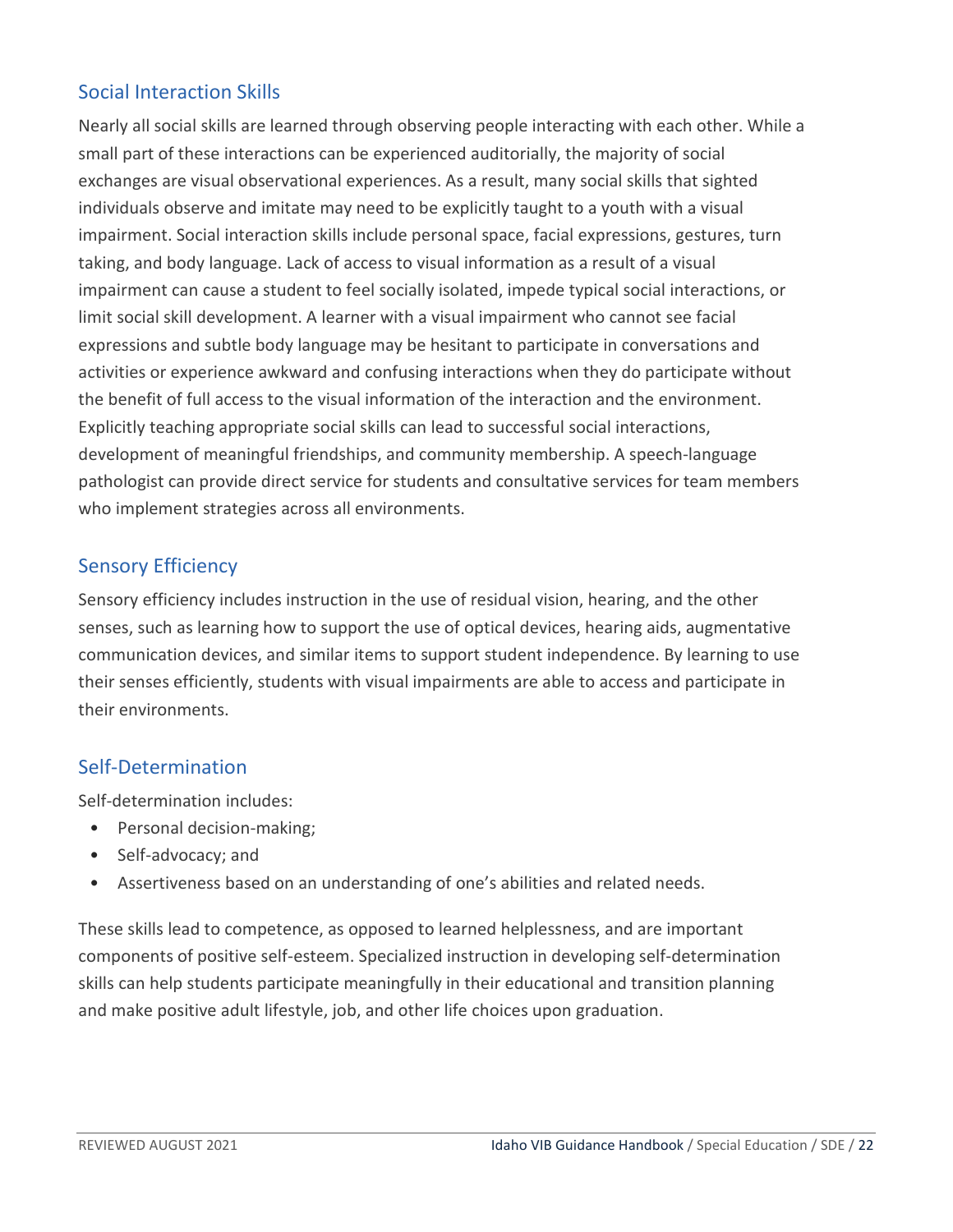## Social Interaction Skills

Nearly all social skills are learned through observing people interacting with each other. While a small part of these interactions can be experienced auditorially, the majority of social exchanges are visual observational experiences. As a result, many social skills that sighted individuals observe and imitate may need to be explicitly taught to a youth with a visual impairment. Social interaction skills include personal space, facial expressions, gestures, turn taking, and body language. Lack of access to visual information as a result of a visual impairment can cause a student to feel socially isolated, impede typical social interactions, or limit social skill development. A learner with a visual impairment who cannot see facial expressions and subtle body language may be hesitant to participate in conversations and activities or experience awkward and confusing interactions when they do participate without the benefit of full access to the visual information of the interaction and the environment. Explicitly teaching appropriate social skills can lead to successful social interactions, development of meaningful friendships, and community membership. A speech-language pathologist can provide direct service for students and consultative services for team members who implement strategies across all environments.

## Sensory Efficiency

Sensory efficiency includes instruction in the use of residual vision, hearing, and the other senses, such as learning how to support the use of optical devices, hearing aids, augmentative communication devices, and similar items to support student independence. By learning to use their senses efficiently, students with visual impairments are able to access and participate in their environments.

## Self-Determination

Self-determination includes:

- Personal decision-making;
- Self-advocacy; and
- Assertiveness based on an understanding of one's abilities and related needs.

These skills lead to competence, as opposed to learned helplessness, and are important components of positive self-esteem. Specialized instruction in developing self-determination skills can help students participate meaningfully in their educational and transition planning and make positive adult lifestyle, job, and other life choices upon graduation.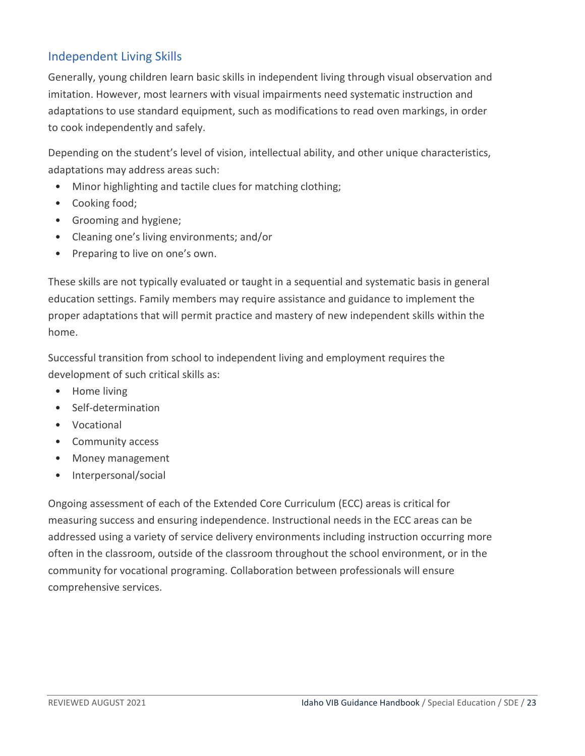## Independent Living Skills

Generally, young children learn basic skills in independent living through visual observation and imitation. However, most learners with visual impairments need systematic instruction and adaptations to use standard equipment, such as modifications to read oven markings, in order to cook independently and safely.

Depending on the student's level of vision, intellectual ability, and other unique characteristics, adaptations may address areas such:

- Minor highlighting and tactile clues for matching clothing;
- Cooking food;
- Grooming and hygiene;
- Cleaning one's living environments; and/or
- Preparing to live on one's own.

These skills are not typically evaluated or taught in a sequential and systematic basis in general education settings. Family members may require assistance and guidance to implement the proper adaptations that will permit practice and mastery of new independent skills within the home.

Successful transition from school to independent living and employment requires the development of such critical skills as:

- Home living
- Self-determination
- Vocational
- Community access
- Money management
- Interpersonal/social

Ongoing assessment of each of the Extended Core Curriculum (ECC) areas is critical for measuring success and ensuring independence. Instructional needs in the ECC areas can be addressed using a variety of service delivery environments including instruction occurring more often in the classroom, outside of the classroom throughout the school environment, or in the community for vocational programing. Collaboration between professionals will ensure comprehensive services.